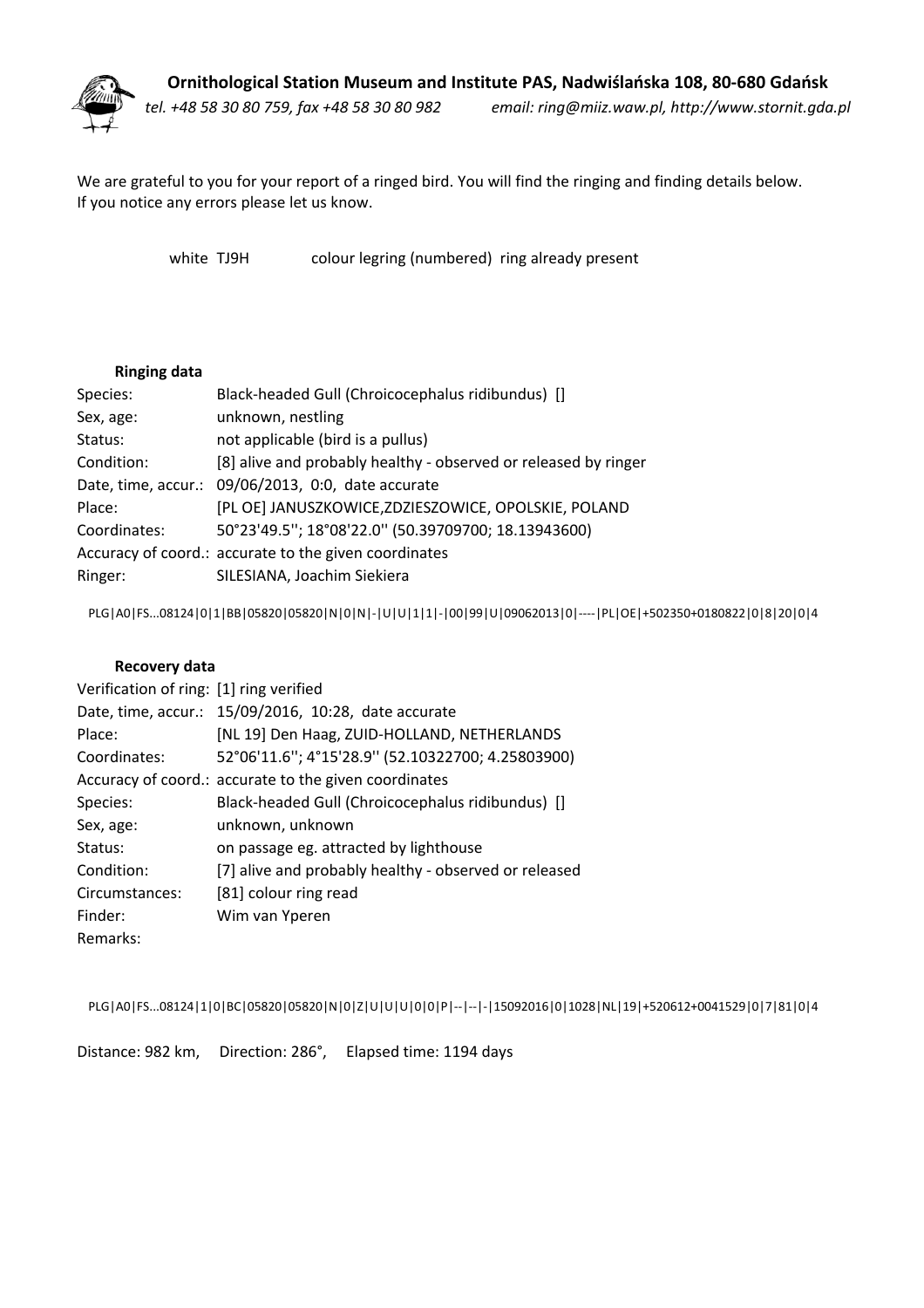**Ornithological Station Museum and Institute PAS, Nadwiślańska 108, 80-680 Gdańsk**

*tel. +48 58 30 80 759, fax +48 58 30 80 982 email: ring@miiz.waw.pl, http://www.stornit.gda.pl*

We are grateful to you for your report of a ringed bird. You will find the ringing and finding details below.
If you notice any errors please let us know.

white TJ9H colour legring (numbered) ring already present

**Ringing data**

| | |
|---|---|
| Species: | Black-headed Gull (Chroicocephalus ridibundus) [] |
| Sex, age: | unknown, nestling |
| Status: | not applicable (bird is a pullus) |
| Condition: | [8] alive and probably healthy - observed or released by ringer |
| Date, time, accur.: | 09/06/2013, 0:0, date accurate |
| Place: | [PL OE] JANUSZKOWICE,ZDZIESZOWICE, OPOLSKIE, POLAND |
| Coordinates: | 50°23'49.5''; 18°08'22.0'' (50.39709700; 18.13943600) |
| Accuracy of coord.: | accurate to the given coordinates |
| Ringer: | SILESIANA, Joachim Siekiera |

PLG|A0|FS...08124|0|1|BB|05820|05820|N|0|N|-|U|U|1|1|-|00|99|U|09062013|0|----|PL|OE|+502350+0180822|0|8|20|0|4

**Recovery data**

| | |
|---|---|
| Verification of ring: | [1] ring verified |
| Date, time, accur.: | 15/09/2016, 10:28, date accurate |
| Place: | [NL 19] Den Haag, ZUID-HOLLAND, NETHERLANDS |
| Coordinates: | 52°06'11.6''; 4°15'28.9'' (52.10322700; 4.25803900) |
| Accuracy of coord.: | accurate to the given coordinates |
| Species: | Black-headed Gull (Chroicocephalus ridibundus) [] |
| Sex, age: | unknown, unknown |
| Status: | on passage eg. attracted by lighthouse |
| Condition: | [7] alive and probably healthy - observed or released |
| Circumstances: | [81] colour ring read |
| Finder: | Wim van Yperen |
| Remarks: | |

PLG|A0|FS...08124|1|0|BC|05820|05820|N|0|Z|U|U|U|0|0|P|--|--|-|15092016|0|1028|NL|19|+520612+0041529|0|7|81|0|4

Distance: 982 km, Direction: 286°, Elapsed time: 1194 days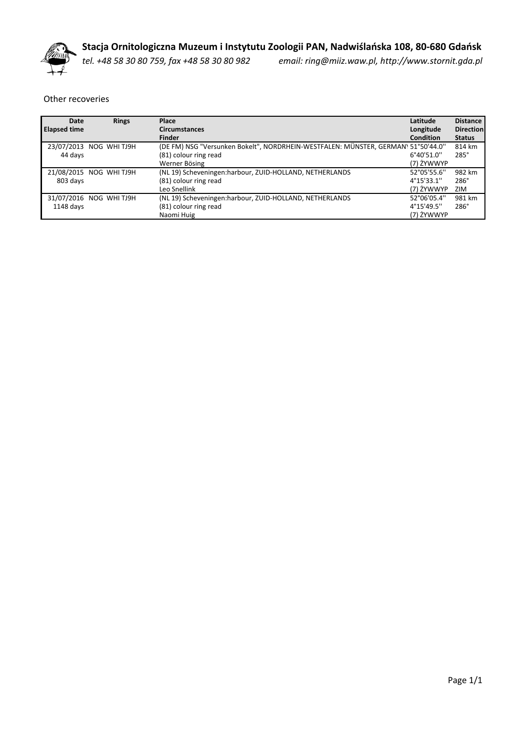**Stacja Ornitologiczna Muzeum i Instytutu Zoologii PAN, Nadwiślańska 108, 80-680 Gdańsk**

*tel. +48 58 30 80 759, fax +48 58 30 80 982* *email: ring@miiz.waw.pl, http://www.stornit.gda.pl*

Other recoveries

| Date<br>Elapsed time | Rings | Place<br>Circumstances<br>Finder | Latitude<br>Longitude<br>Condition | Distance<br>Direction<br>Status |
|---|---|---|---|---|
| 23/07/2013<br>44 days | NOG WHI TJ9H | (DE FM) NSG "Versunken Bokelt", NORDRHEIN-WESTFALEN: MÜNSTER, GERMANY<br>(81) colour ring read<br>Werner Bösing | 51°50'44.0''<br>6°40'51.0''<br>(7) ŻYWWYP | 814 km<br>285° |
| 21/08/2015<br>803 days | NOG WHI TJ9H | (NL 19) Scheveningen:harbour, ZUID-HOLLAND, NETHERLANDS<br>(81) colour ring read<br>Leo Snellink | 52°05'55.6''<br>4°15'33.1''<br>(7) ŻYWWYP | 982 km<br>286°<br>ZIM |
| 31/07/2016<br>1148 days | NOG WHI TJ9H | (NL 19) Scheveningen:harbour, ZUID-HOLLAND, NETHERLANDS<br>(81) colour ring read<br>Naomi Huig | 52°06'05.4''<br>4°15'49.5''<br>(7) ŻYWWYP | 981 km<br>286° |